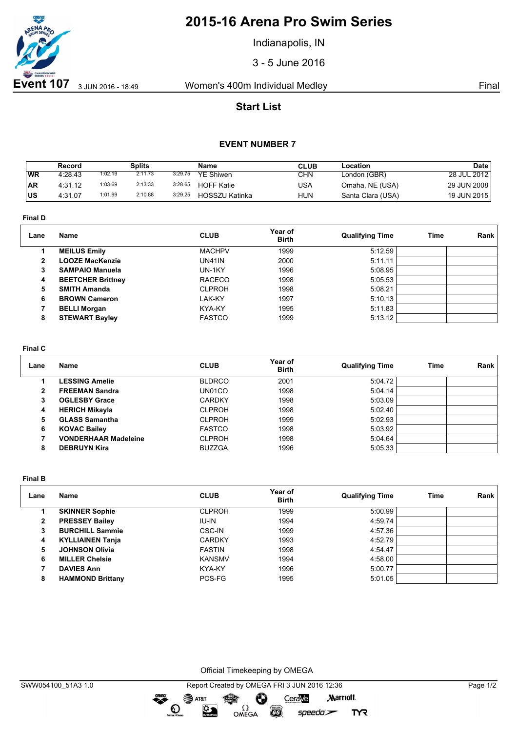# 2015-16 Arena Pro Swim Series

Indianapolis, IN

3 - 5 June 2016

**Event 107** 3 JUN 2016 - 18:49 Women's 400m Individual Medley Final

## Start List

### EVENT NUMBER 7

| | Record | Splits | | | Name | CLUB | Location | Date |
|---|---|---|---|---|---|---|---|---|
| WR | 4:28.43 | 1:02.19 | 2:11.73 | 3:29.75 | YE Shiwen | CHN | London (GBR) | 28 JUL 2012 |
| AR | 4:31.12 | 1:03.69 | 2:13.33 | 3:28.65 | HOFF Katie | USA | Omaha, NE (USA) | 29 JUN 2008 |
| US | 4:31.07 | 1:01.99 | 2:10.88 | 3:29.25 | HOSSZU Katinka | HUN | Santa Clara (USA) | 19 JUN 2015 |

**Final D**

| Lane | Name | CLUB | Year of Birth | Qualifying Time | Time | Rank |
|---|---|---|---|---|---|---|
| 1 | **MEILUS Emily** | MACHPV | 1999 | 5:12.59 | | |
| 2 | **LOOZE MacKenzie** | UN41IN | 2000 | 5:11.11 | | |
| 3 | **SAMPAIO Manuela** | UN-1KY | 1996 | 5:08.95 | | |
| 4 | **BEETCHER Brittney** | RACECO | 1998 | 5:05.53 | | |
| 5 | **SMITH Amanda** | CLPROH | 1998 | 5:08.21 | | |
| 6 | **BROWN Cameron** | LAK-KY | 1997 | 5:10.13 | | |
| 7 | **BELLI Morgan** | KYA-KY | 1995 | 5:11.83 | | |
| 8 | **STEWART Bayley** | FASTCO | 1999 | 5:13.12 | | |

**Final C**

| Lane | Name | CLUB | Year of Birth | Qualifying Time | Time | Rank |
|---|---|---|---|---|---|---|
| 1 | **LESSING Amelie** | BLDRCO | 2001 | 5:04.72 | | |
| 2 | **FREEMAN Sandra** | UN01CO | 1998 | 5:04.14 | | |
| 3 | **OGLESBY Grace** | CARDKY | 1998 | 5:03.09 | | |
| 4 | **HERICH Mikayla** | CLPROH | 1998 | 5:02.40 | | |
| 5 | **GLASS Samantha** | CLPROH | 1999 | 5:02.93 | | |
| 6 | **KOVAC Bailey** | FASTCO | 1998 | 5:03.92 | | |
| 7 | **VONDERHAAR Madeleine** | CLPROH | 1998 | 5:04.64 | | |
| 8 | **DEBRUYN Kira** | BUZZGA | 1996 | 5:05.33 | | |

**Final B**

| Lane | Name | CLUB | Year of Birth | Qualifying Time | Time | Rank |
|---|---|---|---|---|---|---|
| 1 | **SKINNER Sophie** | CLPROH | 1999 | 5:00.99 | | |
| 2 | **PRESSEY Bailey** | IU-IN | 1994 | 4:59.74 | | |
| 3 | **BURCHILL Sammie** | CSC-IN | 1999 | 4:57.36 | | |
| 4 | **KYLLIAINEN Tanja** | CARDKY | 1993 | 4:52.79 | | |
| 5 | **JOHNSON Olivia** | FASTIN | 1998 | 4:54.47 | | |
| 6 | **MILLER Chelsie** | KANSMV | 1994 | 4:58.00 | | |
| 7 | **DAVIES Ann** | KYA-KY | 1996 | 5:00.77 | | |
| 8 | **HAMMOND Brittany** | PCS-FG | 1995 | 5:01.05 | | |

Official Timekeeping by OMEGA

SWW054100_51A3 1.0 Report Created by OMEGA FRI 3 JUN 2016 12:36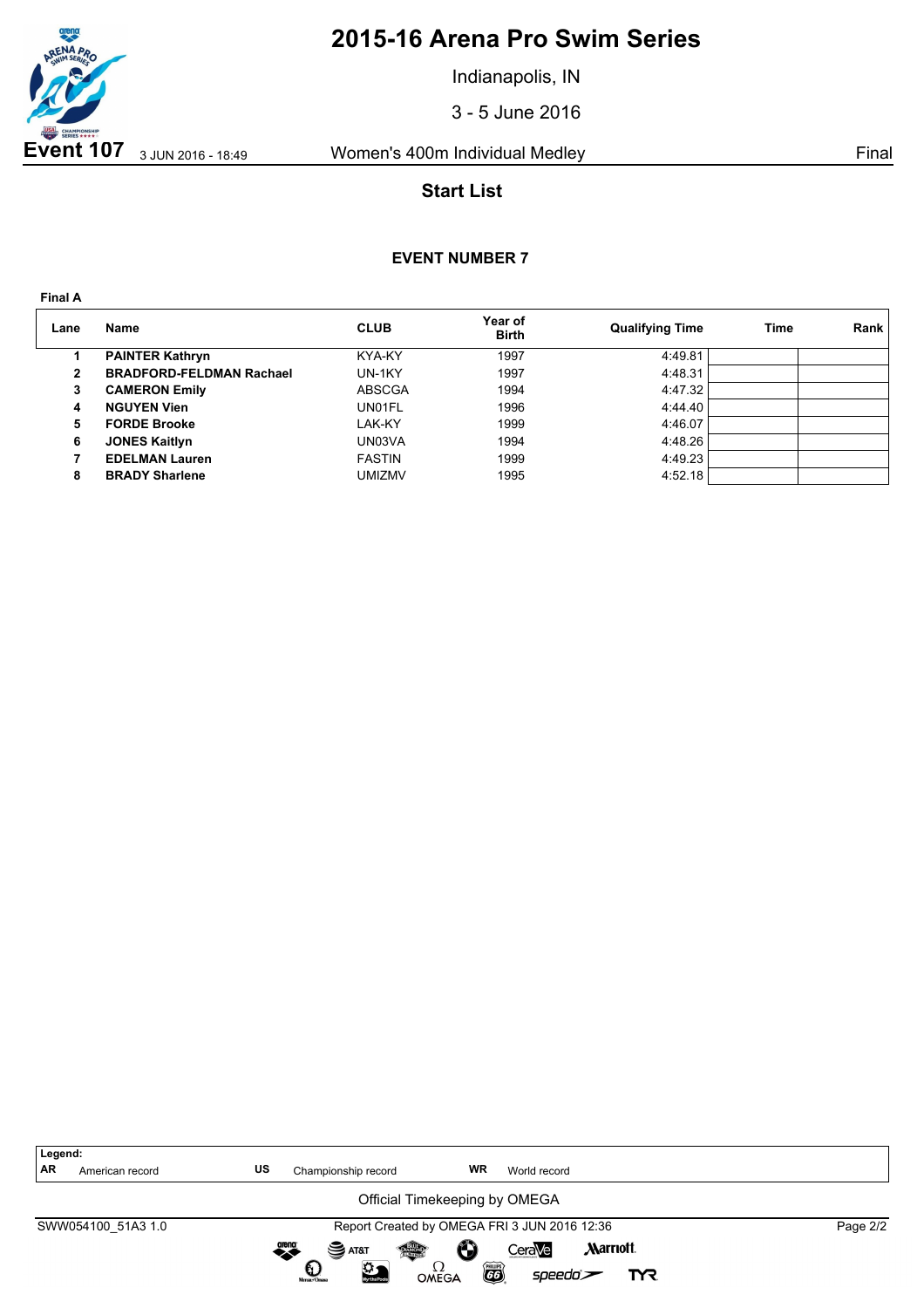# 2015-16 Arena Pro Swim Series

Indianapolis, IN

3 - 5 June 2016

**Event 107** 3 JUN 2016 - 18:49 Women's 400m Individual Medley Final

## Start List

### EVENT NUMBER 7

**Final A**

| Lane | Name | CLUB | Year of Birth | Qualifying Time | Time | Rank |
|---|---|---|---|---|---|---|
| 1 | **PAINTER Kathryn** | KYA-KY | 1997 | 4:49.81 | | |
| 2 | **BRADFORD-FELDMAN Rachael** | UN-1KY | 1997 | 4:48.31 | | |
| 3 | **CAMERON Emily** | ABSCGA | 1994 | 4:47.32 | | |
| 4 | **NGUYEN Vien** | UN01FL | 1996 | 4:44.40 | | |
| 5 | **FORDE Brooke** | LAK-KY | 1999 | 4:46.07 | | |
| 6 | **JONES Kaitlyn** | UN03VA | 1994 | 4:48.26 | | |
| 7 | **EDELMAN Lauren** | FASTIN | 1999 | 4:49.23 | | |
| 8 | **BRADY Sharlene** | UMIZMV | 1995 | 4:52.18 | | |

**Legend:**

| | | | | | |
|---|---|---|---|---|---|
| **AR** | American record | **US** | Championship record | **WR** | World record |

Official Timekeeping by OMEGA

SWW054100_51A3 1.0 Report Created by OMEGA FRI 3 JUN 2016 12:36